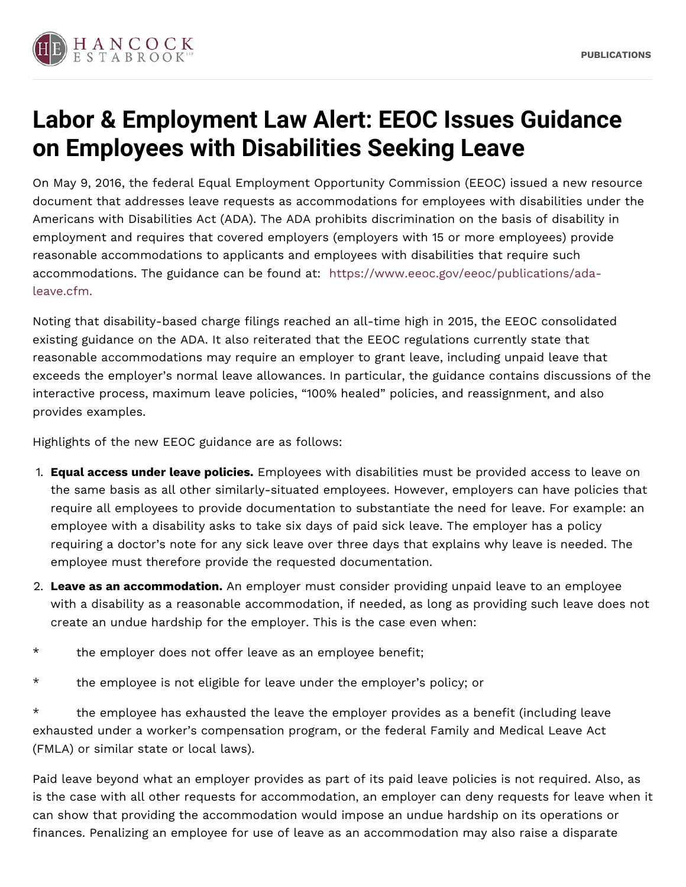# Labor & Employment Law Alert: EEOC Issues Guidance on Employees with Disabilities Seeking Leave

On May 9, 2016, the federal Equal Employment Opportunity Commission (EEOC) issued a new resource document that addresses leave requests as accommodations for employees with disabilities under the Americans with Disabilities Act (ADA). The ADA prohibits discrimination on the basis of disability in employment and requires that covered employers (employers with 15 or more employees) provide reasonable accommodations to applicants and employees with disabilities that require such accommodations. The guidance can be found at: https://www.eeoc.gov/eeoc/publications/ada-leave.cfm.

Noting that disability-based charge filings reached an all-time high in 2015, the EEOC consolidated existing guidance on the ADA. It also reiterated that the EEOC regulations currently state that reasonable accommodations may require an employer to grant leave, including unpaid leave that exceeds the employer's normal leave allowances. In particular, the guidance contains discussions of the interactive process, maximum leave policies, "100% healed" policies, and reassignment, and also provides examples.

Highlights of the new EEOC guidance are as follows:

1. **Equal access under leave policies.** Employees with disabilities must be provided access to leave on the same basis as all other similarly-situated employees. However, employers can have policies that require all employees to provide documentation to substantiate the need for leave. For example: an employee with a disability asks to take six days of paid sick leave. The employer has a policy requiring a doctor's note for any sick leave over three days that explains why leave is needed. The employee must therefore provide the requested documentation.
2. **Leave as an accommodation.** An employer must consider providing unpaid leave to an employee with a disability as a reasonable accommodation, if needed, as long as providing such leave does not create an undue hardship for the employer. This is the case even when:

* the employer does not offer leave as an employee benefit;

* the employee is not eligible for leave under the employer's policy; or

* the employee has exhausted the leave the employer provides as a benefit (including leave exhausted under a worker's compensation program, or the federal Family and Medical Leave Act (FMLA) or similar state or local laws).

Paid leave beyond what an employer provides as part of its paid leave policies is not required. Also, as is the case with all other requests for accommodation, an employer can deny requests for leave when it can show that providing the accommodation would impose an undue hardship on its operations or finances. Penalizing an employee for use of leave as an accommodation may also raise a disparate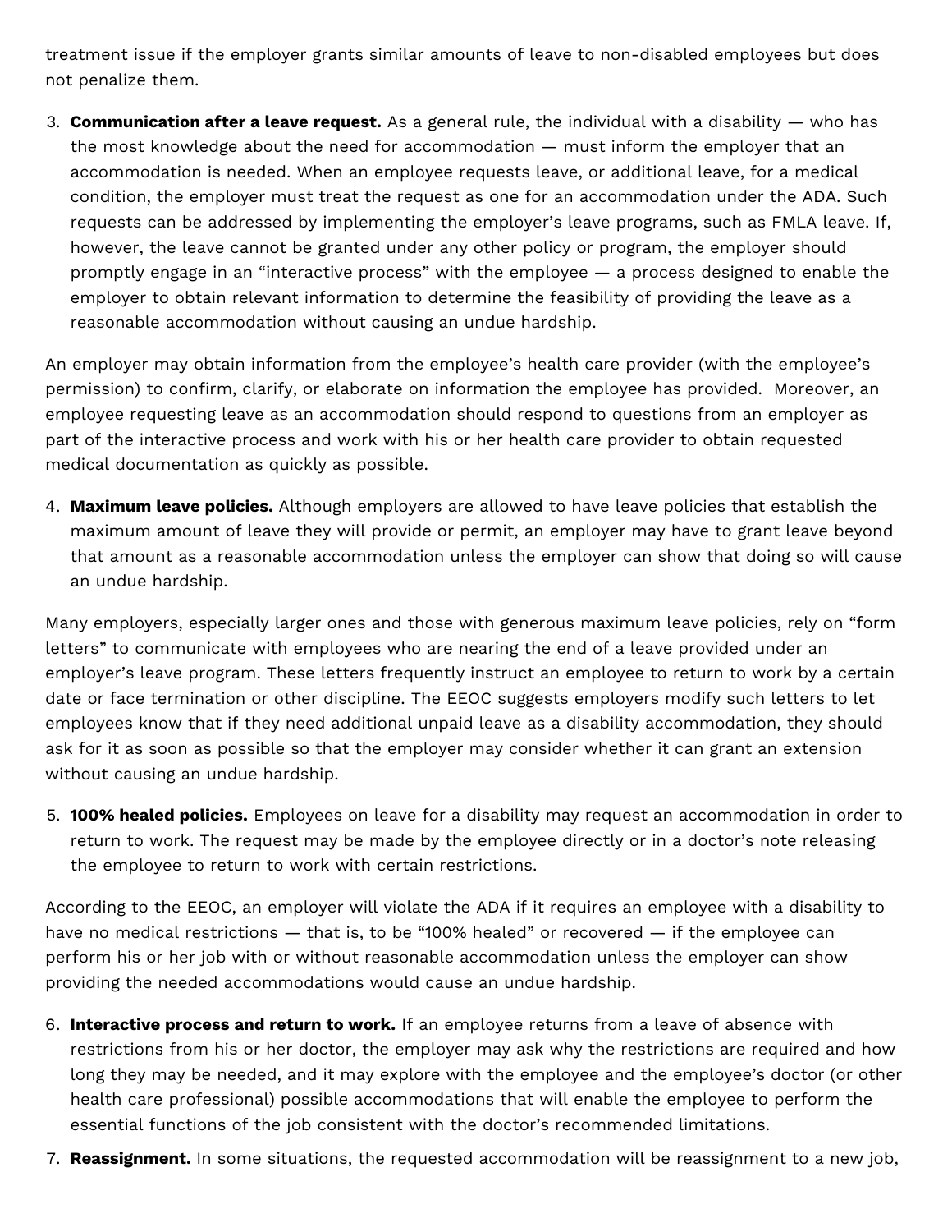treatment issue if the employer grants similar amounts of leave to non-disabled employees but does not penalize them.

3. **Communication after a leave request.** As a general rule, the individual with a disability — who has the most knowledge about the need for accommodation — must inform the employer that an accommodation is needed. When an employee requests leave, or additional leave, for a medical condition, the employer must treat the request as one for an accommodation under the ADA. Such requests can be addressed by implementing the employer's leave programs, such as FMLA leave. If, however, the leave cannot be granted under any other policy or program, the employer should promptly engage in an "interactive process" with the employee — a process designed to enable the employer to obtain relevant information to determine the feasibility of providing the leave as a reasonable accommodation without causing an undue hardship.

An employer may obtain information from the employee's health care provider (with the employee's permission) to confirm, clarify, or elaborate on information the employee has provided. Moreover, an employee requesting leave as an accommodation should respond to questions from an employer as part of the interactive process and work with his or her health care provider to obtain requested medical documentation as quickly as possible.

4. **Maximum leave policies.** Although employers are allowed to have leave policies that establish the maximum amount of leave they will provide or permit, an employer may have to grant leave beyond that amount as a reasonable accommodation unless the employer can show that doing so will cause an undue hardship.

Many employers, especially larger ones and those with generous maximum leave policies, rely on "form letters" to communicate with employees who are nearing the end of a leave provided under an employer's leave program. These letters frequently instruct an employee to return to work by a certain date or face termination or other discipline. The EEOC suggests employers modify such letters to let employees know that if they need additional unpaid leave as a disability accommodation, they should ask for it as soon as possible so that the employer may consider whether it can grant an extension without causing an undue hardship.

5. **100% healed policies.** Employees on leave for a disability may request an accommodation in order to return to work. The request may be made by the employee directly or in a doctor's note releasing the employee to return to work with certain restrictions.

According to the EEOC, an employer will violate the ADA if it requires an employee with a disability to have no medical restrictions — that is, to be "100% healed" or recovered — if the employee can perform his or her job with or without reasonable accommodation unless the employer can show providing the needed accommodations would cause an undue hardship.

6. **Interactive process and return to work.** If an employee returns from a leave of absence with restrictions from his or her doctor, the employer may ask why the restrictions are required and how long they may be needed, and it may explore with the employee and the employee's doctor (or other health care professional) possible accommodations that will enable the employee to perform the essential functions of the job consistent with the doctor's recommended limitations.

7. **Reassignment.** In some situations, the requested accommodation will be reassignment to a new job,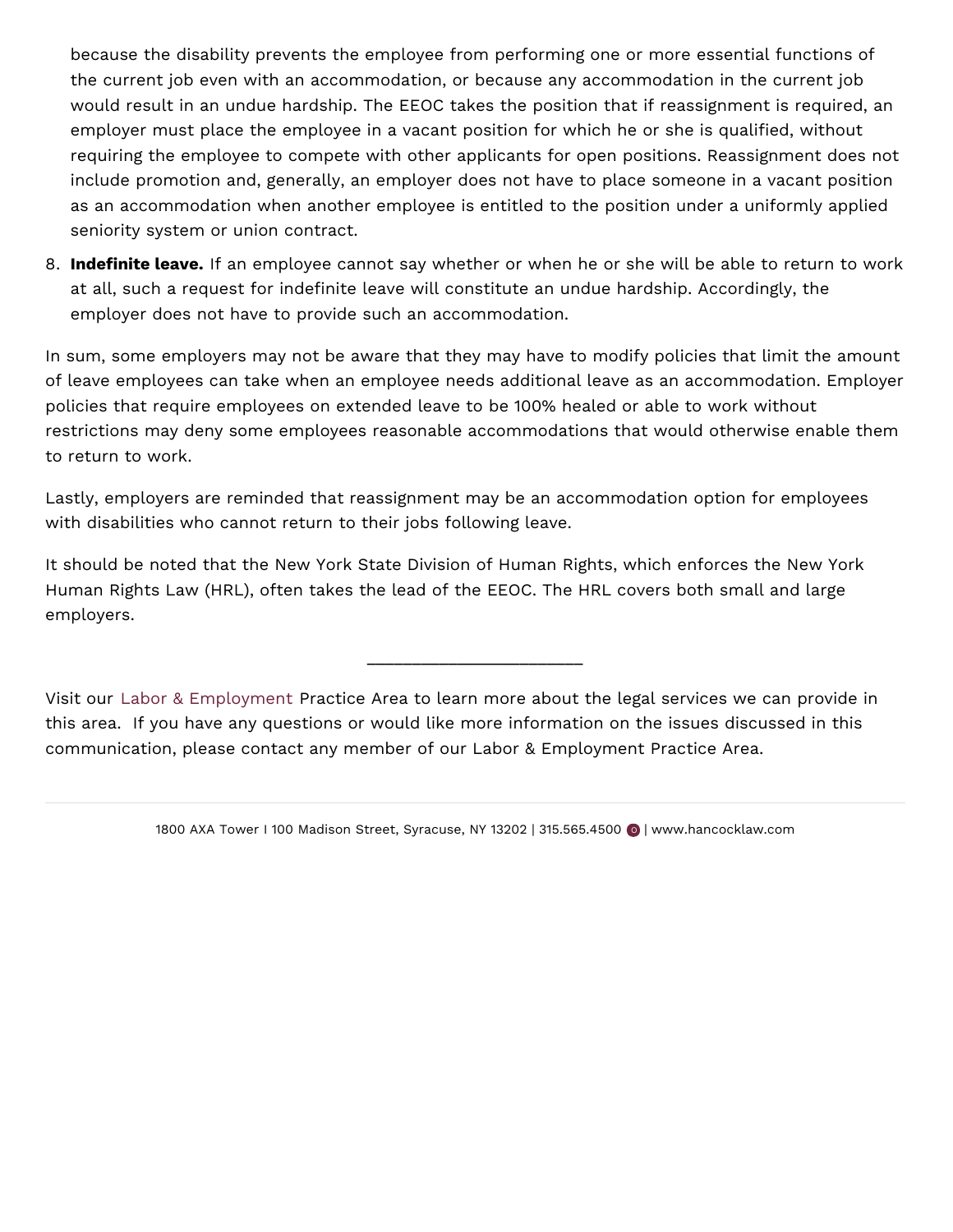because the disability prevents the employee from performing one or more essential functions of the current job even with an accommodation, or because any accommodation in the current job would result in an undue hardship. The EEOC takes the position that if reassignment is required, an employer must place the employee in a vacant position for which he or she is qualified, without requiring the employee to compete with other applicants for open positions. Reassignment does not include promotion and, generally, an employer does not have to place someone in a vacant position as an accommodation when another employee is entitled to the position under a uniformly applied seniority system or union contract.

8. **Indefinite leave.** If an employee cannot say whether or when he or she will be able to return to work at all, such a request for indefinite leave will constitute an undue hardship. Accordingly, the employer does not have to provide such an accommodation.

In sum, some employers may not be aware that they may have to modify policies that limit the amount of leave employees can take when an employee needs additional leave as an accommodation. Employer policies that require employees on extended leave to be 100% healed or able to work without restrictions may deny some employees reasonable accommodations that would otherwise enable them to return to work.

Lastly, employers are reminded that reassignment may be an accommodation option for employees with disabilities who cannot return to their jobs following leave.

It should be noted that the New York State Division of Human Rights, which enforces the New York Human Rights Law (HRL), often takes the lead of the EEOC. The HRL covers both small and large employers.

______________________

Visit our Labor & Employment Practice Area to learn more about the legal services we can provide in this area. If you have any questions or would like more information on the issues discussed in this communication, please contact any member of our Labor & Employment Practice Area.

1800 AXA Tower I 100 Madison Street, Syracuse, NY 13202 | 315.565.4500 | www.hancocklaw.com